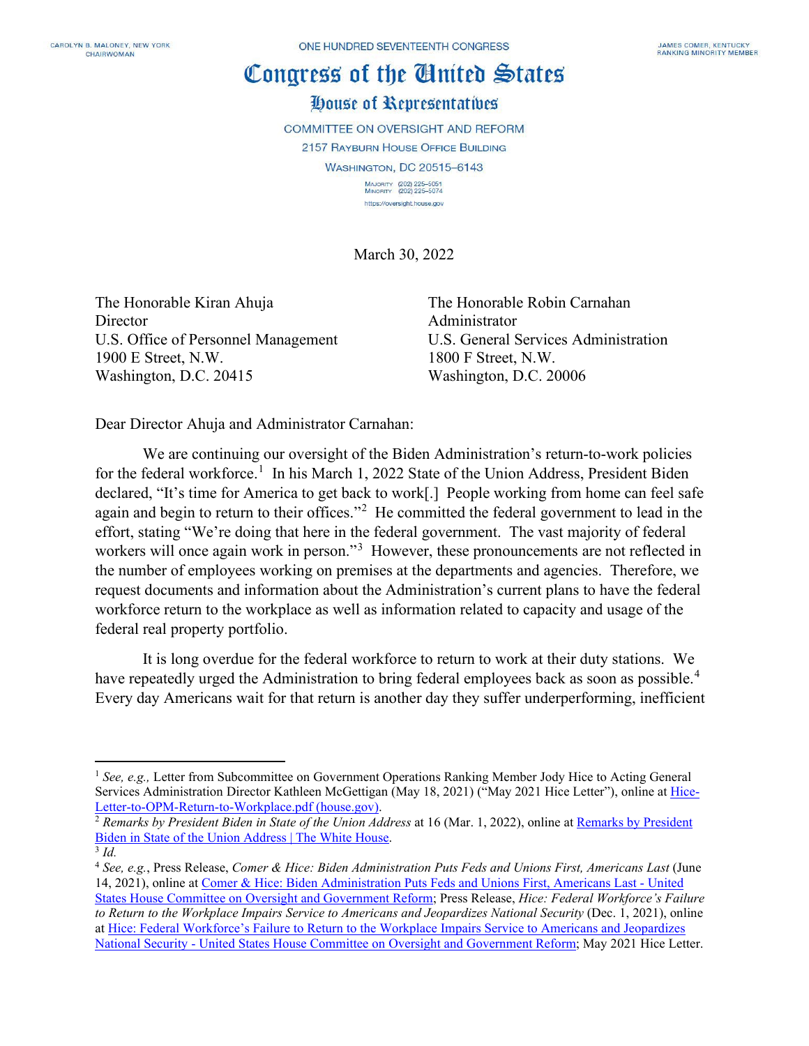CAROLYN B. MALONEY, NEW YORK
CHAIRWOMAN

ONE HUNDRED SEVENTEENTH CONGRESS

JAMES COMER, KENTUCKY
RANKING MINORITY MEMBER

# Congress of the United States

## House of Representatives

COMMITTEE ON OVERSIGHT AND REFORM

2157 RAYBURN HOUSE OFFICE BUILDING

WASHINGTON, DC 20515–6143

MAJORITY (202) 225–5051
MINORITY (202) 225–5074

https://oversight.house.gov

March 30, 2022

The Honorable Kiran Ahuja
Director
U.S. Office of Personnel Management
1900 E Street, N.W.
Washington, D.C. 20415

The Honorable Robin Carnahan
Administrator
U.S. General Services Administration
1800 F Street, N.W.
Washington, D.C. 20006

Dear Director Ahuja and Administrator Carnahan:

We are continuing our oversight of the Biden Administration's return-to-work policies for the federal workforce.[1] In his March 1, 2022 State of the Union Address, President Biden declared, "It's time for America to get back to work[.] People working from home can feel safe again and begin to return to their offices."[2] He committed the federal government to lead in the effort, stating "We're doing that here in the federal government. The vast majority of federal workers will once again work in person."[3] However, these pronouncements are not reflected in the number of employees working on premises at the departments and agencies. Therefore, we request documents and information about the Administration's current plans to have the federal workforce return to the workplace as well as information related to capacity and usage of the federal real property portfolio.

It is long overdue for the federal workforce to return to work at their duty stations. We have repeatedly urged the Administration to bring federal employees back as soon as possible.[4] Every day Americans wait for that return is another day they suffer underperforming, inefficient

---

[1] *See, e.g.,* Letter from Subcommittee on Government Operations Ranking Member Jody Hice to Acting General Services Administration Director Kathleen McGettigan (May 18, 2021) ("May 2021 Hice Letter"), online at Hice-Letter-to-OPM-Return-to-Workplace.pdf (house.gov).

[2] *Remarks by President Biden in State of the Union Address* at 16 (Mar. 1, 2022), online at Remarks by President Biden in State of the Union Address | The White House.

[3] *Id.*

[4] *See, e.g.*, Press Release, *Comer & Hice: Biden Administration Puts Feds and Unions First, Americans Last* (June 14, 2021), online at Comer & Hice: Biden Administration Puts Feds and Unions First, Americans Last - United States House Committee on Oversight and Government Reform; Press Release, *Hice: Federal Workforce's Failure to Return to the Workplace Impairs Service to Americans and Jeopardizes National Security* (Dec. 1, 2021), online at Hice: Federal Workforce's Failure to Return to the Workplace Impairs Service to Americans and Jeopardizes National Security - United States House Committee on Oversight and Government Reform; May 2021 Hice Letter.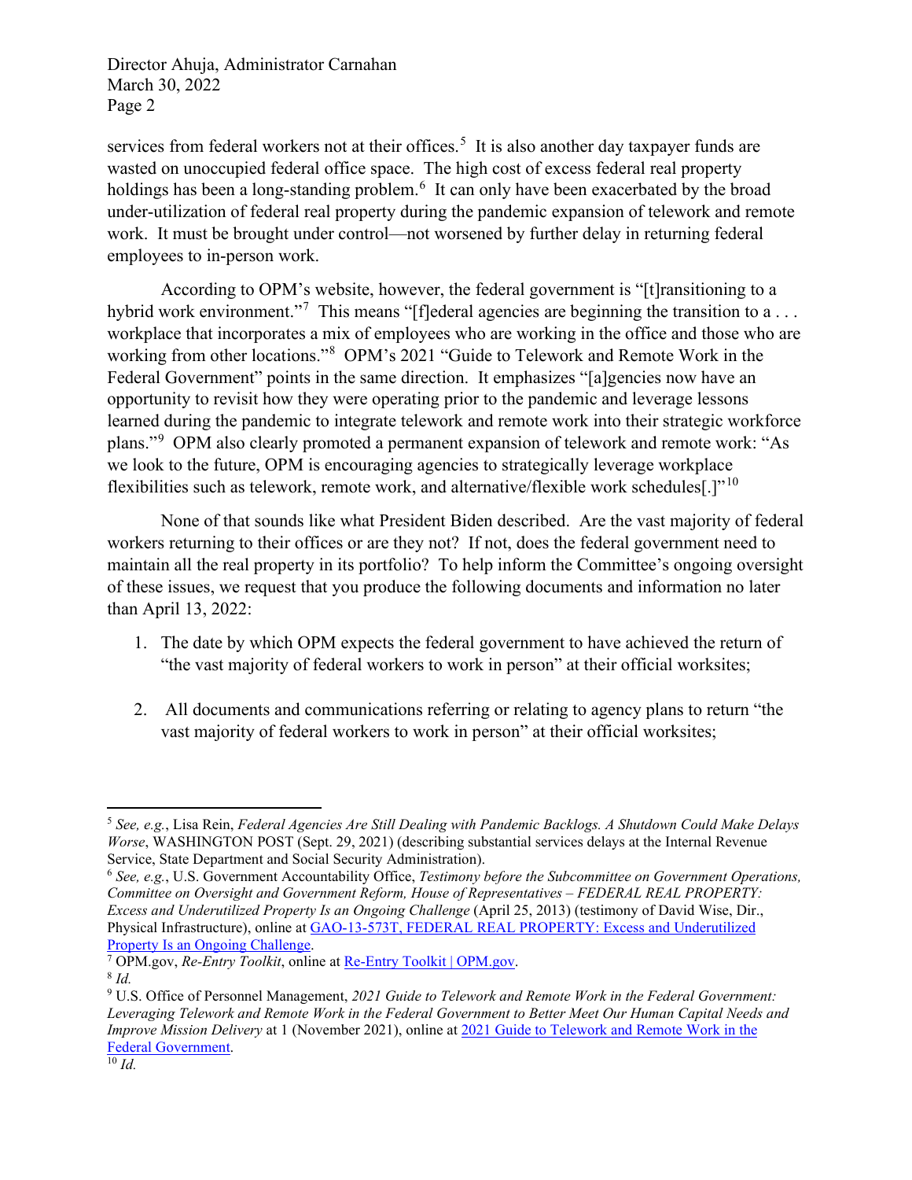services from federal workers not at their offices.[5] It is also another day taxpayer funds are wasted on unoccupied federal office space. The high cost of excess federal real property holdings has been a long-standing problem.[6] It can only have been exacerbated by the broad under-utilization of federal real property during the pandemic expansion of telework and remote work. It must be brought under control—not worsened by further delay in returning federal employees to in-person work.

According to OPM's website, however, the federal government is "[t]ransitioning to a hybrid work environment."[7] This means "[f]ederal agencies are beginning the transition to a . . . workplace that incorporates a mix of employees who are working in the office and those who are working from other locations."[8] OPM's 2021 "Guide to Telework and Remote Work in the Federal Government" points in the same direction. It emphasizes "[a]gencies now have an opportunity to revisit how they were operating prior to the pandemic and leverage lessons learned during the pandemic to integrate telework and remote work into their strategic workforce plans."[9] OPM also clearly promoted a permanent expansion of telework and remote work: "As we look to the future, OPM is encouraging agencies to strategically leverage workplace flexibilities such as telework, remote work, and alternative/flexible work schedules[.]"[10]

None of that sounds like what President Biden described. Are the vast majority of federal workers returning to their offices or are they not? If not, does the federal government need to maintain all the real property in its portfolio? To help inform the Committee's ongoing oversight of these issues, we request that you produce the following documents and information no later than April 13, 2022:

1. The date by which OPM expects the federal government to have achieved the return of "the vast majority of federal workers to work in person" at their official worksites;

2. All documents and communications referring or relating to agency plans to return "the vast majority of federal workers to work in person" at their official worksites;

---

[5] *See, e.g.*, Lisa Rein, *Federal Agencies Are Still Dealing with Pandemic Backlogs. A Shutdown Could Make Delays Worse*, WASHINGTON POST (Sept. 29, 2021) (describing substantial services delays at the Internal Revenue Service, State Department and Social Security Administration).

[6] *See, e.g.*, U.S. Government Accountability Office, *Testimony before the Subcommittee on Government Operations, Committee on Oversight and Government Reform, House of Representatives – FEDERAL REAL PROPERTY: Excess and Underutilized Property Is an Ongoing Challenge* (April 25, 2013) (testimony of David Wise, Dir., Physical Infrastructure), online at GAO-13-573T, FEDERAL REAL PROPERTY: Excess and Underutilized Property Is an Ongoing Challenge.

[7] OPM.gov, *Re-Entry Toolkit*, online at Re-Entry Toolkit | OPM.gov.

[8] *Id.*

[9] U.S. Office of Personnel Management, *2021 Guide to Telework and Remote Work in the Federal Government: Leveraging Telework and Remote Work in the Federal Government to Better Meet Our Human Capital Needs and Improve Mission Delivery* at 1 (November 2021), online at 2021 Guide to Telework and Remote Work in the Federal Government.

[10] *Id.*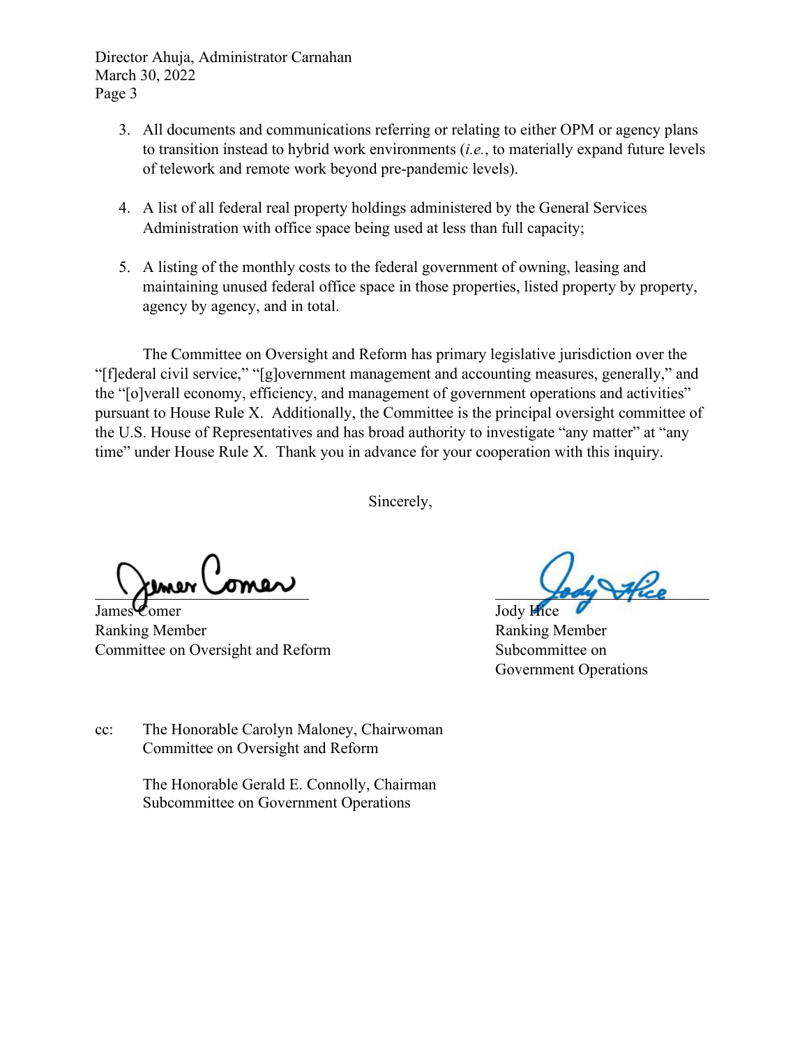3. All documents and communications referring or relating to either OPM or agency plans to transition instead to hybrid work environments (*i.e.*, to materially expand future levels of telework and remote work beyond pre-pandemic levels).

4. A list of all federal real property holdings administered by the General Services Administration with office space being used at less than full capacity;

5. A listing of the monthly costs to the federal government of owning, leasing and maintaining unused federal office space in those properties, listed property by property, agency by agency, and in total.

The Committee on Oversight and Reform has primary legislative jurisdiction over the "[f]ederal civil service," "[g]overnment management and accounting measures, generally," and the "[o]verall economy, efficiency, and management of government operations and activities" pursuant to House Rule X. Additionally, the Committee is the principal oversight committee of the U.S. House of Representatives and has broad authority to investigate "any matter" at "any time" under House Rule X. Thank you in advance for your cooperation with this inquiry.

Sincerely,

James Comer
Ranking Member
Committee on Oversight and Reform

Jody Hice
Ranking Member
Subcommittee on
Government Operations

cc: The Honorable Carolyn Maloney, Chairwoman
Committee on Oversight and Reform

The Honorable Gerald E. Connolly, Chairman
Subcommittee on Government Operations